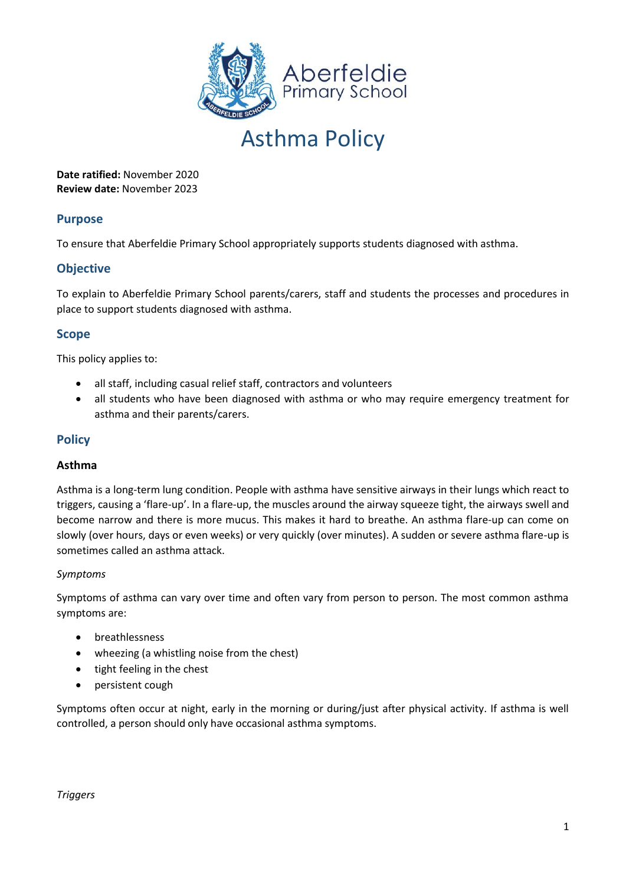# Asthma Policy

**Date ratified:** November 2020
**Review date:** November 2023

## Purpose

To ensure that Aberfeldie Primary School appropriately supports students diagnosed with asthma.

## Objective

To explain to Aberfeldie Primary School parents/carers, staff and students the processes and procedures in place to support students diagnosed with asthma.

## Scope

This policy applies to:

- all staff, including casual relief staff, contractors and volunteers
- all students who have been diagnosed with asthma or who may require emergency treatment for asthma and their parents/carers.

## Policy

### Asthma

Asthma is a long-term lung condition. People with asthma have sensitive airways in their lungs which react to triggers, causing a 'flare-up'. In a flare-up, the muscles around the airway squeeze tight, the airways swell and become narrow and there is more mucus. This makes it hard to breathe. An asthma flare-up can come on slowly (over hours, days or even weeks) or very quickly (over minutes). A sudden or severe asthma flare-up is sometimes called an asthma attack.

*Symptoms*

Symptoms of asthma can vary over time and often vary from person to person. The most common asthma symptoms are:

- breathlessness
- wheezing (a whistling noise from the chest)
- tight feeling in the chest
- persistent cough

Symptoms often occur at night, early in the morning or during/just after physical activity. If asthma is well controlled, a person should only have occasional asthma symptoms.

*Triggers*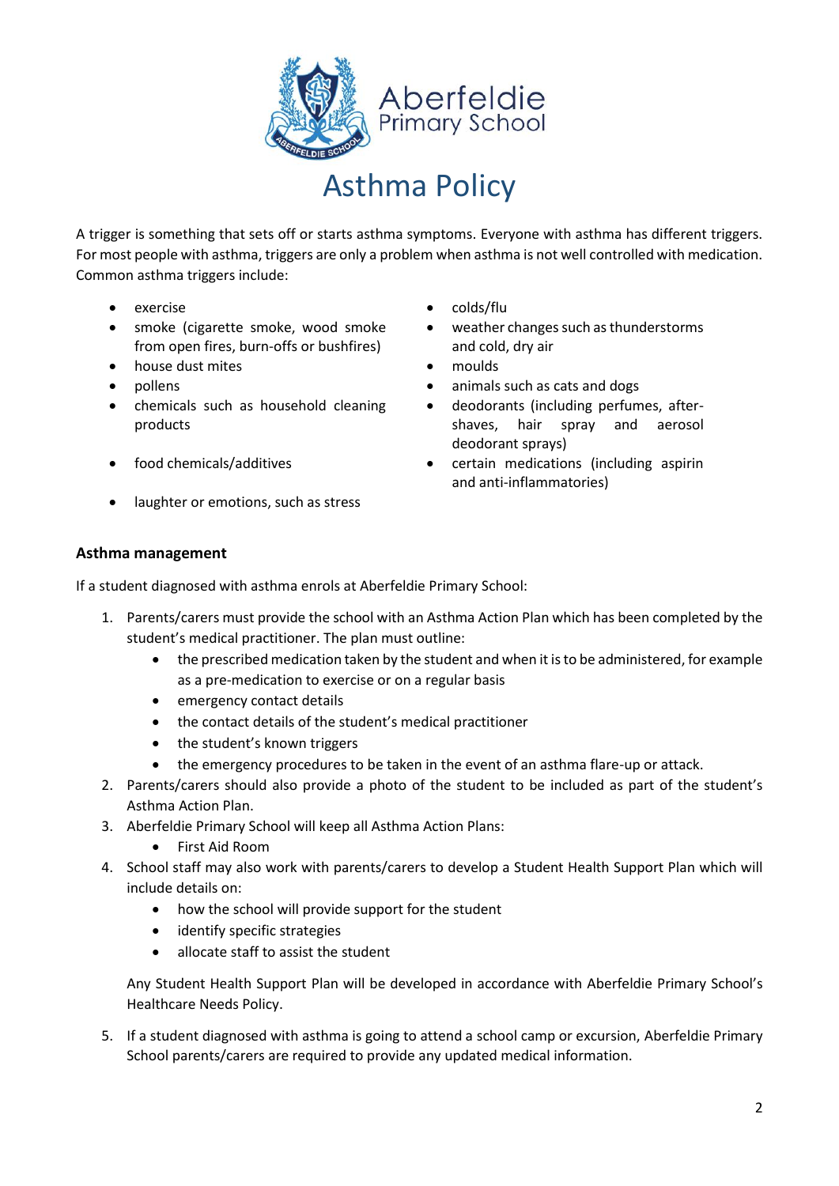Aberfeldie Primary School

# Asthma Policy

A trigger is something that sets off or starts asthma symptoms. Everyone with asthma has different triggers. For most people with asthma, triggers are only a problem when asthma is not well controlled with medication. Common asthma triggers include:

- exercise
- smoke (cigarette smoke, wood smoke from open fires, burn-offs or bushfires)
- house dust mites
- pollens
- chemicals such as household cleaning products
- food chemicals/additives
- laughter or emotions, such as stress
- colds/flu
- weather changes such as thunderstorms and cold, dry air
- moulds
- animals such as cats and dogs
- deodorants (including perfumes, after-shaves, hair spray and aerosol deodorant sprays)
- certain medications (including aspirin and anti-inflammatories)

## Asthma management

If a student diagnosed with asthma enrols at Aberfeldie Primary School:

1. Parents/carers must provide the school with an Asthma Action Plan which has been completed by the student's medical practitioner. The plan must outline:
   - the prescribed medication taken by the student and when it is to be administered, for example as a pre-medication to exercise or on a regular basis
   - emergency contact details
   - the contact details of the student's medical practitioner
   - the student's known triggers
   - the emergency procedures to be taken in the event of an asthma flare-up or attack.
2. Parents/carers should also provide a photo of the student to be included as part of the student's Asthma Action Plan.
3. Aberfeldie Primary School will keep all Asthma Action Plans:
   - First Aid Room
4. School staff may also work with parents/carers to develop a Student Health Support Plan which will include details on:
   - how the school will provide support for the student
   - identify specific strategies
   - allocate staff to assist the student

   Any Student Health Support Plan will be developed in accordance with Aberfeldie Primary School's Healthcare Needs Policy.
5. If a student diagnosed with asthma is going to attend a school camp or excursion, Aberfeldie Primary School parents/carers are required to provide any updated medical information.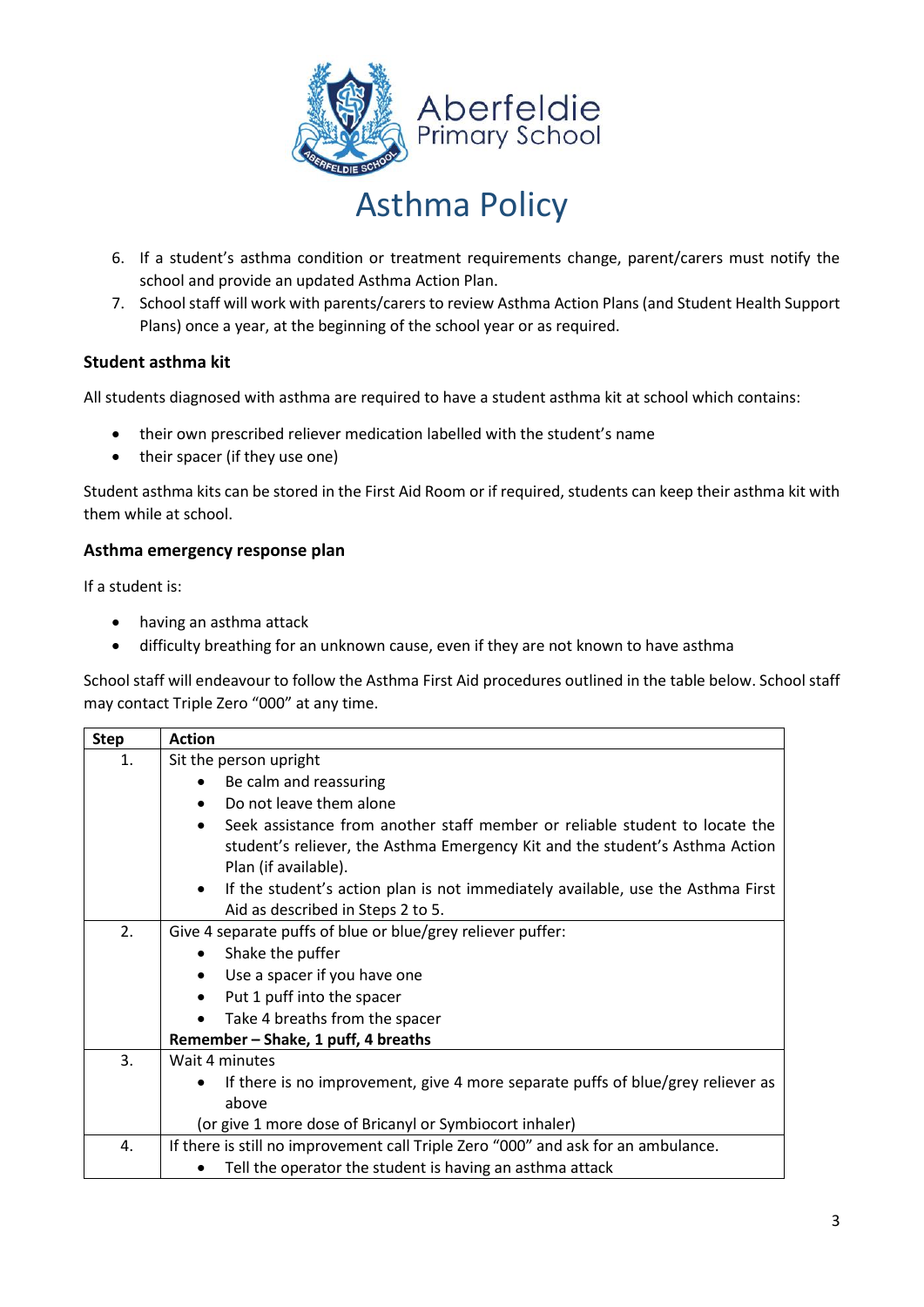6. If a student's asthma condition or treatment requirements change, parent/carers must notify the school and provide an updated Asthma Action Plan.
7. School staff will work with parents/carers to review Asthma Action Plans (and Student Health Support Plans) once a year, at the beginning of the school year or as required.

### Student asthma kit

All students diagnosed with asthma are required to have a student asthma kit at school which contains:

- their own prescribed reliever medication labelled with the student's name
- their spacer (if they use one)

Student asthma kits can be stored in the First Aid Room or if required, students can keep their asthma kit with them while at school.

### Asthma emergency response plan

If a student is:

- having an asthma attack
- difficulty breathing for an unknown cause, even if they are not known to have asthma

School staff will endeavour to follow the Asthma First Aid procedures outlined in the table below. School staff may contact Triple Zero "000" at any time.

| Step | Action |
|---|---|
| 1. | Sit the person upright<br>• Be calm and reassuring<br>• Do not leave them alone<br>• Seek assistance from another staff member or reliable student to locate the student's reliever, the Asthma Emergency Kit and the student's Asthma Action Plan (if available).<br>• If the student's action plan is not immediately available, use the Asthma First Aid as described in Steps 2 to 5. |
| 2. | Give 4 separate puffs of blue or blue/grey reliever puffer:<br>• Shake the puffer<br>• Use a spacer if you have one<br>• Put 1 puff into the spacer<br>• Take 4 breaths from the spacer<br>**Remember – Shake, 1 puff, 4 breaths** |
| 3. | Wait 4 minutes<br>• If there is no improvement, give 4 more separate puffs of blue/grey reliever as above<br>(or give 1 more dose of Bricanyl or Symbiocort inhaler) |
| 4. | If there is still no improvement call Triple Zero "000" and ask for an ambulance.<br>• Tell the operator the student is having an asthma attack |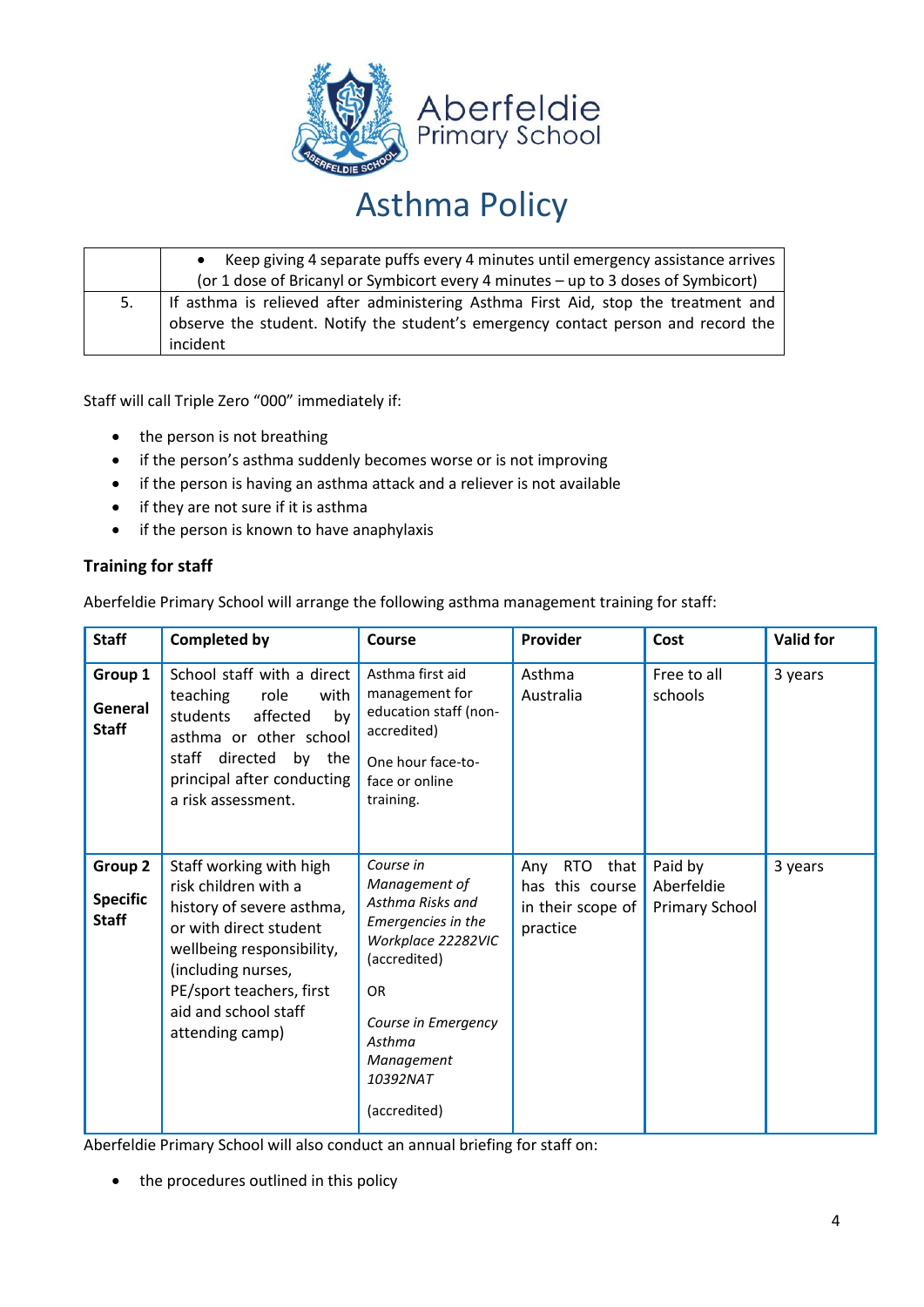|  |  |
|---|---|
|  | • Keep giving 4 separate puffs every 4 minutes until emergency assistance arrives (or 1 dose of Bricanyl or Symbicort every 4 minutes – up to 3 doses of Symbicort) |
| 5. | If asthma is relieved after administering Asthma First Aid, stop the treatment and observe the student. Notify the student's emergency contact person and record the incident |

Staff will call Triple Zero "000" immediately if:

- the person is not breathing
- if the person's asthma suddenly becomes worse or is not improving
- if the person is having an asthma attack and a reliever is not available
- if they are not sure if it is asthma
- if the person is known to have anaphylaxis

### Training for staff

Aberfeldie Primary School will arrange the following asthma management training for staff:

| Staff | Completed by | Course | Provider | Cost | Valid for |
|---|---|---|---|---|---|
| **Group 1** **General Staff** | School staff with a direct teaching role with students affected by asthma or other school staff directed by the principal after conducting a risk assessment. | Asthma first aid management for education staff (non-accredited)<br><br>One hour face-to-face or online training. | Asthma Australia | Free to all schools | 3 years |
| **Group 2** **Specific Staff** | Staff working with high risk children with a history of severe asthma, or with direct student wellbeing responsibility, (including nurses, PE/sport teachers, first aid and school staff attending camp) | *Course in Management of Asthma Risks and Emergencies in the Workplace 22282VIC* (accredited)<br><br>OR<br><br>*Course in Emergency Asthma Management 10392NAT*<br><br>(accredited) | Any RTO that has this course in their scope of practice | Paid by Aberfeldie Primary School | 3 years |

Aberfeldie Primary School will also conduct an annual briefing for staff on:

- the procedures outlined in this policy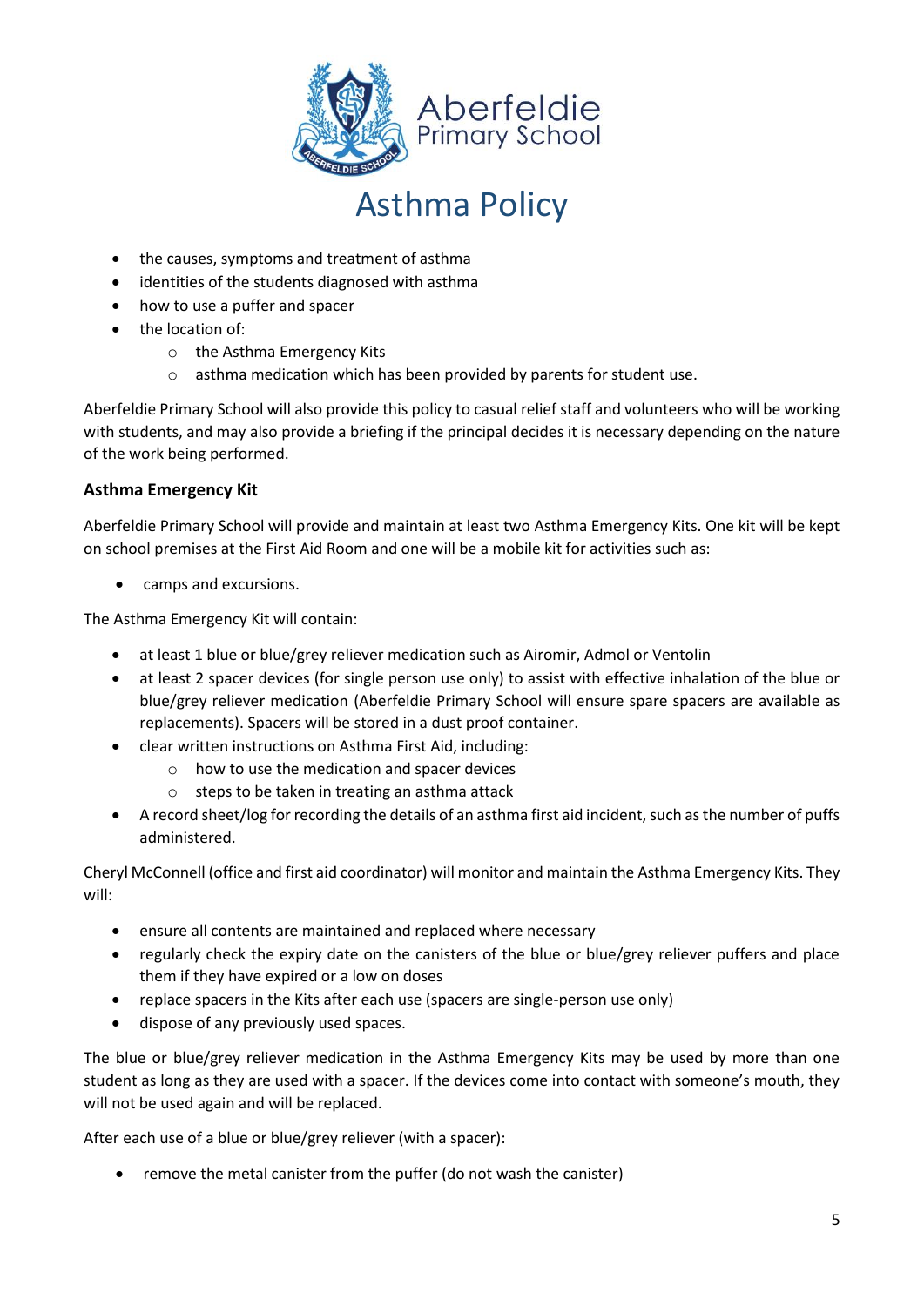- the causes, symptoms and treatment of asthma
- identities of the students diagnosed with asthma
- how to use a puffer and spacer
- the location of:
    - the Asthma Emergency Kits
    - asthma medication which has been provided by parents for student use.

Aberfeldie Primary School will also provide this policy to casual relief staff and volunteers who will be working with students, and may also provide a briefing if the principal decides it is necessary depending on the nature of the work being performed.

### Asthma Emergency Kit

Aberfeldie Primary School will provide and maintain at least two Asthma Emergency Kits. One kit will be kept on school premises at the First Aid Room and one will be a mobile kit for activities such as:

- camps and excursions.

The Asthma Emergency Kit will contain:

- at least 1 blue or blue/grey reliever medication such as Airomir, Admol or Ventolin
- at least 2 spacer devices (for single person use only) to assist with effective inhalation of the blue or blue/grey reliever medication (Aberfeldie Primary School will ensure spare spacers are available as replacements). Spacers will be stored in a dust proof container.
- clear written instructions on Asthma First Aid, including:
    - how to use the medication and spacer devices
    - steps to be taken in treating an asthma attack
- A record sheet/log for recording the details of an asthma first aid incident, such as the number of puffs administered.

Cheryl McConnell (office and first aid coordinator) will monitor and maintain the Asthma Emergency Kits. They will:

- ensure all contents are maintained and replaced where necessary
- regularly check the expiry date on the canisters of the blue or blue/grey reliever puffers and place them if they have expired or a low on doses
- replace spacers in the Kits after each use (spacers are single-person use only)
- dispose of any previously used spaces.

The blue or blue/grey reliever medication in the Asthma Emergency Kits may be used by more than one student as long as they are used with a spacer. If the devices come into contact with someone's mouth, they will not be used again and will be replaced.

After each use of a blue or blue/grey reliever (with a spacer):

- remove the metal canister from the puffer (do not wash the canister)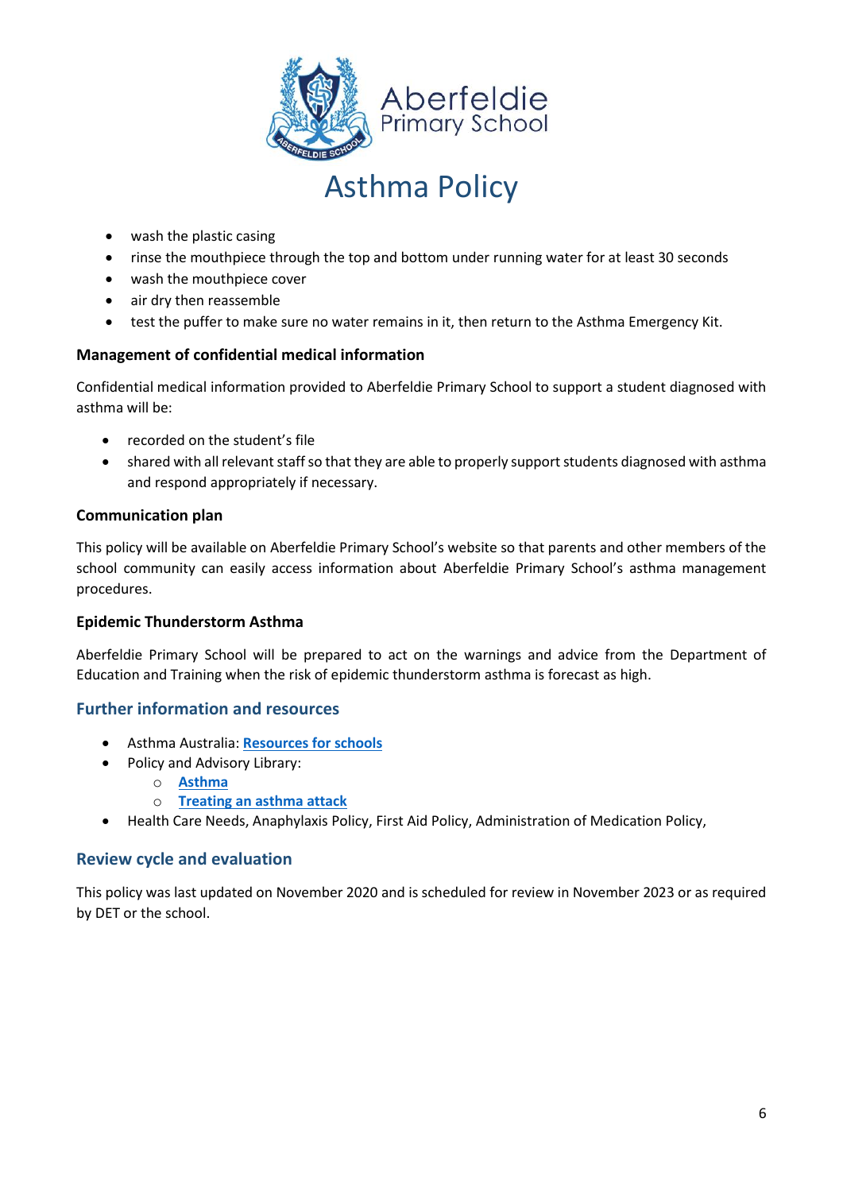- wash the plastic casing
- rinse the mouthpiece through the top and bottom under running water for at least 30 seconds
- wash the mouthpiece cover
- air dry then reassemble
- test the puffer to make sure no water remains in it, then return to the Asthma Emergency Kit.

**Management of confidential medical information**

Confidential medical information provided to Aberfeldie Primary School to support a student diagnosed with asthma will be:

- recorded on the student's file
- shared with all relevant staff so that they are able to properly support students diagnosed with asthma and respond appropriately if necessary.

**Communication plan**

This policy will be available on Aberfeldie Primary School's website so that parents and other members of the school community can easily access information about Aberfeldie Primary School's asthma management procedures.

**Epidemic Thunderstorm Asthma**

Aberfeldie Primary School will be prepared to act on the warnings and advice from the Department of Education and Training when the risk of epidemic thunderstorm asthma is forecast as high.

## Further information and resources

- Asthma Australia: **Resources for schools**
- Policy and Advisory Library:
  - **Asthma**
  - **Treating an asthma attack**
- Health Care Needs, Anaphylaxis Policy, First Aid Policy, Administration of Medication Policy,

## Review cycle and evaluation

This policy was last updated on November 2020 and is scheduled for review in November 2023 or as required by DET or the school.